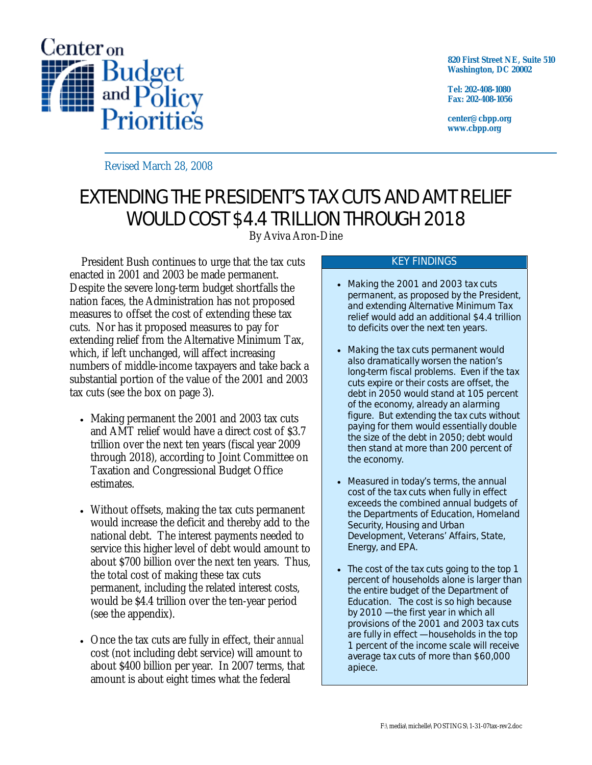Center on Budget and Policy Priorities

820 First Street NE, Suite 510
Washington, DC 20002

Tel: 202-408-1080
Fax: 202-408-1056

center@cbpp.org
www.cbpp.org

Revised March 28, 2008

# EXTENDING THE PRESIDENT'S TAX CUTS AND AMT RELIEF WOULD COST $4.4 TRILLION THROUGH 2018

By Aviva Aron-Dine

President Bush continues to urge that the tax cuts enacted in 2001 and 2003 be made permanent. Despite the severe long-term budget shortfalls the nation faces, the Administration has not proposed measures to offset the cost of extending these tax cuts. Nor has it proposed measures to pay for extending relief from the Alternative Minimum Tax, which, if left unchanged, will affect increasing numbers of middle-income taxpayers and take back a substantial portion of the value of the 2001 and 2003 tax cuts (see the box on page 3).

- Making permanent the 2001 and 2003 tax cuts and AMT relief would have a direct cost of $3.7 trillion over the next ten years (fiscal year 2009 through 2018), according to Joint Committee on Taxation and Congressional Budget Office estimates.
- Without offsets, making the tax cuts permanent would increase the deficit and thereby add to the national debt. The interest payments needed to service this higher level of debt would amount to about $700 billion over the next ten years. Thus, the total cost of making these tax cuts permanent, including the related interest costs, would be $4.4 trillion over the ten-year period (see the appendix).
- Once the tax cuts are fully in effect, their *annual* cost (not including debt service) will amount to about $400 billion per year. In 2007 terms, that amount is about eight times what the federal

## KEY FINDINGS

- Making the 2001 and 2003 tax cuts permanent, as proposed by the President, and extending Alternative Minimum Tax relief would add an additional $4.4 trillion to deficits over the next ten years.
- Making the tax cuts permanent would also dramatically worsen the nation's long-term fiscal problems. Even if the tax cuts expire or their costs are offset, the debt in 2050 would stand at 105 percent of the economy, already an alarming figure. But extending the tax cuts without paying for them would essentially double the size of the debt in 2050; debt would then stand at more than 200 percent of the economy.
- Measured in today's terms, the annual cost of the tax cuts when fully in effect exceeds the combined annual budgets of the Departments of Education, Homeland Security, Housing and Urban Development, Veterans' Affairs, State, Energy, and EPA.
- The cost of the tax cuts going to the top 1 percent of households alone is larger than the entire budget of the Department of Education. The cost is so high because by 2010 —the first year in which all provisions of the 2001 and 2003 tax cuts are fully in effect —households in the top 1 percent of the income scale will receive average tax cuts of more than $60,000 apiece.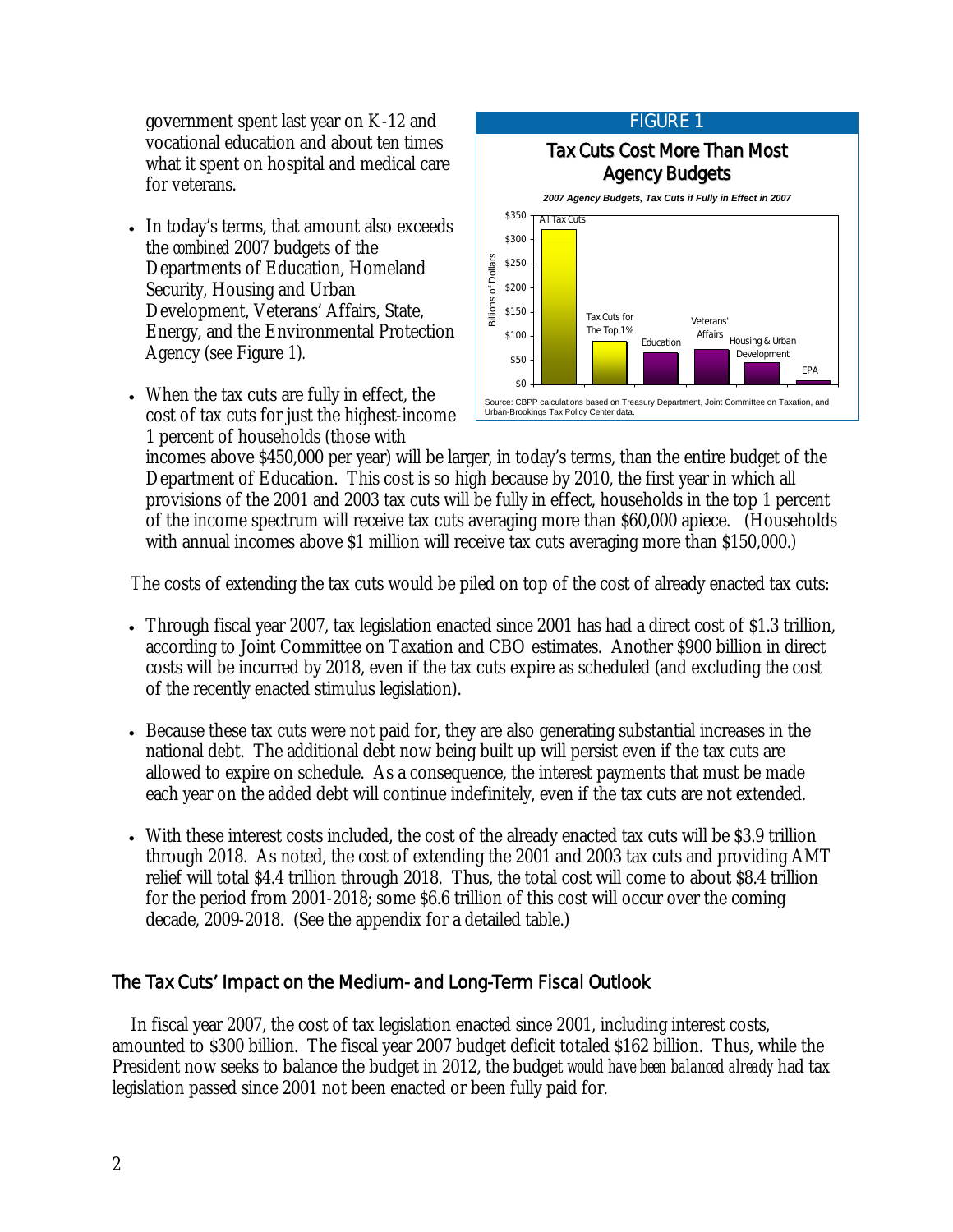government spent last year on K-12 and vocational education and about ten times what it spent on hospital and medical care for veterans.

- In today's terms, that amount also exceeds the *combined* 2007 budgets of the Departments of Education, Homeland Security, Housing and Urban Development, Veterans' Affairs, State, Energy, and the Environmental Protection Agency (see Figure 1).

- When the tax cuts are fully in effect, the cost of tax cuts for just the highest-income 1 percent of households (those with incomes above $450,000 per year) will be larger, in today's terms, than the entire budget of the Department of Education. This cost is so high because by 2010, the first year in which all provisions of the 2001 and 2003 tax cuts will be fully in effect, households in the top 1 percent of the income spectrum will receive tax cuts averaging more than $60,000 apiece. (Households with annual incomes above $1 million will receive tax cuts averaging more than $150,000.)

FIGURE 1

**Tax Cuts Cost More Than Most Agency Budgets**

*2007 Agency Budgets, Tax Cuts if Fully in Effect in 2007*

Billions of Dollars: All Tax Cuts; Tax Cuts for The Top 1%; Education; Veterans' Affairs; Housing & Urban Development; EPA

Source: CBPP calculations based on Treasury Department, Joint Committee on Taxation, and Urban-Brookings Tax Policy Center data.

The costs of extending the tax cuts would be piled on top of the cost of already enacted tax cuts:

- Through fiscal year 2007, tax legislation enacted since 2001 has had a direct cost of $1.3 trillion, according to Joint Committee on Taxation and CBO estimates. Another $900 billion in direct costs will be incurred by 2018, even if the tax cuts expire as scheduled (and excluding the cost of the recently enacted stimulus legislation).

- Because these tax cuts were not paid for, they are also generating substantial increases in the national debt. The additional debt now being built up will persist even if the tax cuts are allowed to expire on schedule. As a consequence, the interest payments that must be made each year on the added debt will continue indefinitely, even if the tax cuts are not extended.

- With these interest costs included, the cost of the already enacted tax cuts will be $3.9 trillion through 2018. As noted, the cost of extending the 2001 and 2003 tax cuts and providing AMT relief will total $4.4 trillion through 2018. Thus, the total cost will come to about $8.4 trillion for the period from 2001-2018; some $6.6 trillion of this cost will occur over the coming decade, 2009-2018. (See the appendix for a detailed table.)

## The Tax Cuts' Impact on the Medium- and Long-Term Fiscal Outlook

In fiscal year 2007, the cost of tax legislation enacted since 2001, including interest costs, amounted to $300 billion. The fiscal year 2007 budget deficit totaled $162 billion. Thus, while the President now seeks to balance the budget in 2012, the budget *would have been balanced already* had tax legislation passed since 2001 not been enacted or been fully paid for.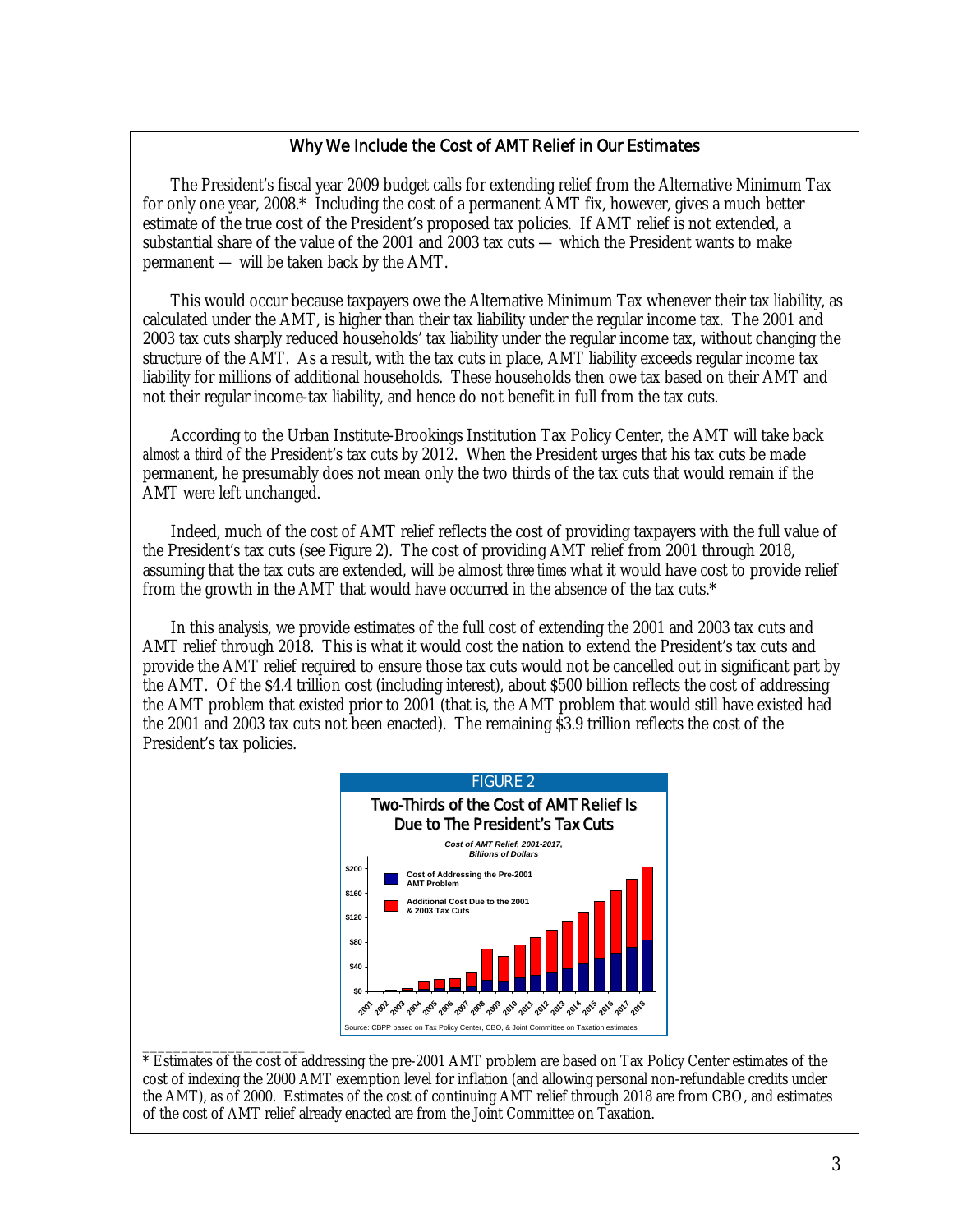## Why We Include the Cost of AMT Relief in Our Estimates

The President's fiscal year 2009 budget calls for extending relief from the Alternative Minimum Tax for only one year, 2008.* Including the cost of a permanent AMT fix, however, gives a much better estimate of the true cost of the President's proposed tax policies. If AMT relief is not extended, a substantial share of the value of the 2001 and 2003 tax cuts — which the President wants to make permanent — will be taken back by the AMT.

This would occur because taxpayers owe the Alternative Minimum Tax whenever their tax liability, as calculated under the AMT, is higher than their tax liability under the regular income tax. The 2001 and 2003 tax cuts sharply reduced households' tax liability under the regular income tax, without changing the structure of the AMT. As a result, with the tax cuts in place, AMT liability exceeds regular income tax liability for millions of additional households. These households then owe tax based on their AMT and not their regular income-tax liability, and hence do not benefit in full from the tax cuts.

According to the Urban Institute-Brookings Institution Tax Policy Center, the AMT will take back *almost a third* of the President's tax cuts by 2012. When the President urges that his tax cuts be made permanent, he presumably does not mean only the two thirds of the tax cuts that would remain if the AMT were left unchanged.

Indeed, much of the cost of AMT relief reflects the cost of providing taxpayers with the full value of the President's tax cuts (see Figure 2). The cost of providing AMT relief from 2001 through 2018, assuming that the tax cuts are extended, will be almost *three times* what it would have cost to provide relief from the growth in the AMT that would have occurred in the absence of the tax cuts.*

In this analysis, we provide estimates of the full cost of extending the 2001 and 2003 tax cuts and AMT relief through 2018. This is what it would cost the nation to extend the President's tax cuts and provide the AMT relief required to ensure those tax cuts would not be cancelled out in significant part by the AMT. Of the $4.4 trillion cost (including interest), about $500 billion reflects the cost of addressing the AMT problem that existed prior to 2001 (that is, the AMT problem that would still have existed had the 2001 and 2003 tax cuts not been enacted). The remaining $3.9 trillion reflects the cost of the President's tax policies.

FIGURE 2

**Two-Thirds of the Cost of AMT Relief Is Due to The President's Tax Cuts**

*Cost of AMT Relief, 2001-2017, Billions of Dollars*

Source: CBPP based on Tax Policy Center, CBO, & Joint Committee on Taxation estimates

* Estimates of the cost of addressing the pre-2001 AMT problem are based on Tax Policy Center estimates of the cost of indexing the 2000 AMT exemption level for inflation (and allowing personal non-refundable credits under the AMT), as of 2000. Estimates of the cost of continuing AMT relief through 2018 are from CBO, and estimates of the cost of AMT relief already enacted are from the Joint Committee on Taxation.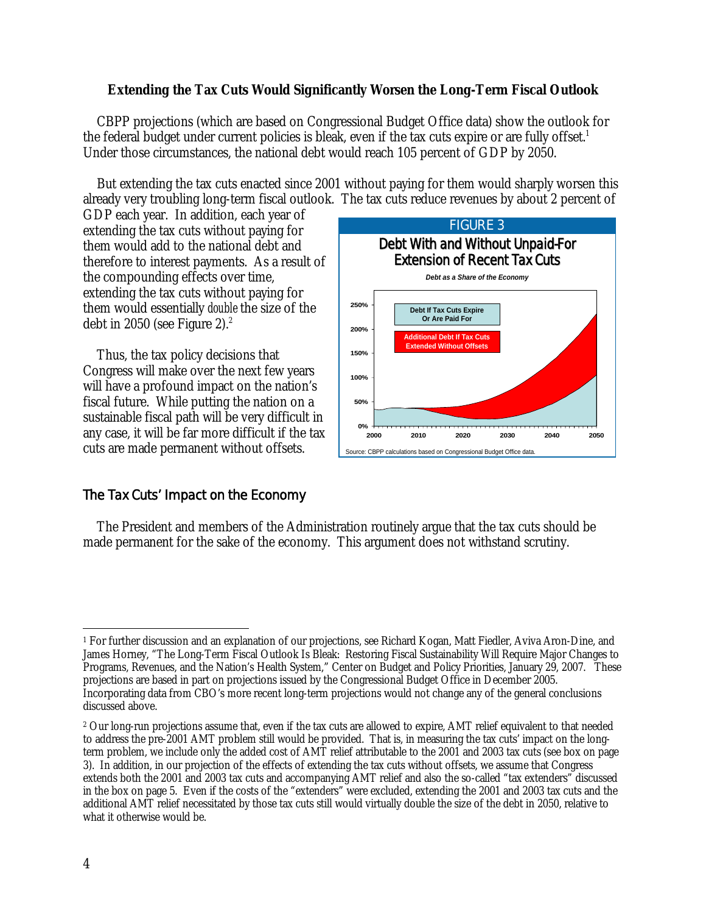## Extending the Tax Cuts Would Significantly Worsen the Long-Term Fiscal Outlook

CBPP projections (which are based on Congressional Budget Office data) show the outlook for the federal budget under current policies is bleak, even if the tax cuts expire or are fully offset.[1] Under those circumstances, the national debt would reach 105 percent of GDP by 2050.

But extending the tax cuts enacted since 2001 without paying for them would sharply worsen this already very troubling long-term fiscal outlook. The tax cuts reduce revenues by about 2 percent of GDP each year. In addition, each year of extending the tax cuts without paying for them would add to the national debt and therefore to interest payments. As a result of the compounding effects over time, extending the tax cuts without paying for them would essentially *double* the size of the debt in 2050 (see Figure 2).[2]

Thus, the tax policy decisions that Congress will make over the next few years will have a profound impact on the nation's fiscal future. While putting the nation on a sustainable fiscal path will be very difficult in any case, it will be far more difficult if the tax cuts are made permanent without offsets.

FIGURE 3

Debt With and Without Unpaid-For Extension of Recent Tax Cuts

*Debt as a Share of the Economy*

Source: CBPP calculations based on Congressional Budget Office data.

## The Tax Cuts' Impact on the Economy

The President and members of the Administration routinely argue that the tax cuts should be made permanent for the sake of the economy. This argument does not withstand scrutiny.

---

[1] For further discussion and an explanation of our projections, see Richard Kogan, Matt Fiedler, Aviva Aron-Dine, and James Horney, "The Long-Term Fiscal Outlook Is Bleak: Restoring Fiscal Sustainability Will Require Major Changes to Programs, Revenues, and the Nation's Health System," Center on Budget and Policy Priorities, January 29, 2007. These projections are based in part on projections issued by the Congressional Budget Office in December 2005. Incorporating data from CBO's more recent long-term projections would not change any of the general conclusions discussed above.

[2] Our long-run projections assume that, even if the tax cuts are allowed to expire, AMT relief equivalent to that needed to address the pre-2001 AMT problem still would be provided. That is, in measuring the tax cuts' impact on the long-term problem, we include only the added cost of AMT relief attributable to the 2001 and 2003 tax cuts (see box on page 3). In addition, in our projection of the effects of extending the tax cuts without offsets, we assume that Congress extends both the 2001 and 2003 tax cuts and accompanying AMT relief and also the so-called "tax extenders" discussed in the box on page 5. Even if the costs of the "extenders" were excluded, extending the 2001 and 2003 tax cuts and the additional AMT relief necessitated by those tax cuts still would virtually double the size of the debt in 2050, relative to what it otherwise would be.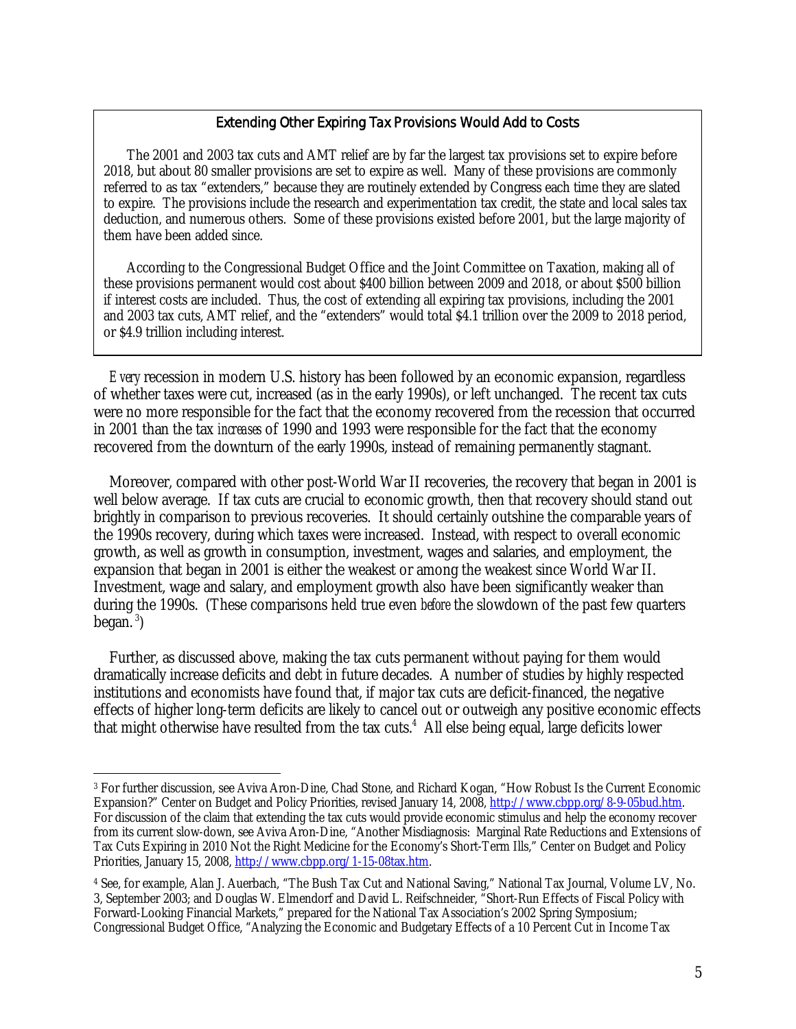### Extending Other Expiring Tax Provisions Would Add to Costs

The 2001 and 2003 tax cuts and AMT relief are by far the largest tax provisions set to expire before 2018, but about 80 smaller provisions are set to expire as well. Many of these provisions are commonly referred to as tax "extenders," because they are routinely extended by Congress each time they are slated to expire. The provisions include the research and experimentation tax credit, the state and local sales tax deduction, and numerous others. Some of these provisions existed before 2001, but the large majority of them have been added since.

According to the Congressional Budget Office and the Joint Committee on Taxation, making all of these provisions permanent would cost about $400 billion between 2009 and 2018, or about $500 billion if interest costs are included. Thus, the cost of extending all expiring tax provisions, including the 2001 and 2003 tax cuts, AMT relief, and the "extenders" would total $4.1 trillion over the 2009 to 2018 period, or $4.9 trillion including interest.

*Every* recession in modern U.S. history has been followed by an economic expansion, regardless of whether taxes were cut, increased (as in the early 1990s), or left unchanged. The recent tax cuts were no more responsible for the fact that the economy recovered from the recession that occurred in 2001 than the tax *increases* of 1990 and 1993 were responsible for the fact that the economy recovered from the downturn of the early 1990s, instead of remaining permanently stagnant.

Moreover, compared with other post-World War II recoveries, the recovery that began in 2001 is well below average. If tax cuts are crucial to economic growth, then that recovery should stand out brightly in comparison to previous recoveries. It should certainly outshine the comparable years of the 1990s recovery, during which taxes were increased. Instead, with respect to overall economic growth, as well as growth in consumption, investment, wages and salaries, and employment, the expansion that began in 2001 is either the weakest or among the weakest since World War II. Investment, wage and salary, and employment growth also have been significantly weaker than during the 1990s. (These comparisons held true even *before* the slowdown of the past few quarters began.[3])

Further, as discussed above, making the tax cuts permanent without paying for them would dramatically increase deficits and debt in future decades. A number of studies by highly respected institutions and economists have found that, if major tax cuts are deficit-financed, the negative effects of higher long-term deficits are likely to cancel out or outweigh any positive economic effects that might otherwise have resulted from the tax cuts.[4] All else being equal, large deficits lower

---

[3] For further discussion, see Aviva Aron-Dine, Chad Stone, and Richard Kogan, "How Robust Is the Current Economic Expansion?" Center on Budget and Policy Priorities, revised January 14, 2008, http://www.cbpp.org/8-9-05bud.htm. For discussion of the claim that extending the tax cuts would provide economic stimulus and help the economy recover from its current slow-down, see Aviva Aron-Dine, "Another Misdiagnosis: Marginal Rate Reductions and Extensions of Tax Cuts Expiring in 2010 Not the Right Medicine for the Economy's Short-Term Ills," Center on Budget and Policy Priorities, January 15, 2008, http://www.cbpp.org/1-15-08tax.htm.

[4] See, for example, Alan J. Auerbach, "The Bush Tax Cut and National Saving," National Tax Journal, Volume LV, No. 3, September 2003; and Douglas W. Elmendorf and David L. Reifschneider, "Short-Run Effects of Fiscal Policy with Forward-Looking Financial Markets," prepared for the National Tax Association's 2002 Spring Symposium; Congressional Budget Office, "Analyzing the Economic and Budgetary Effects of a 10 Percent Cut in Income Tax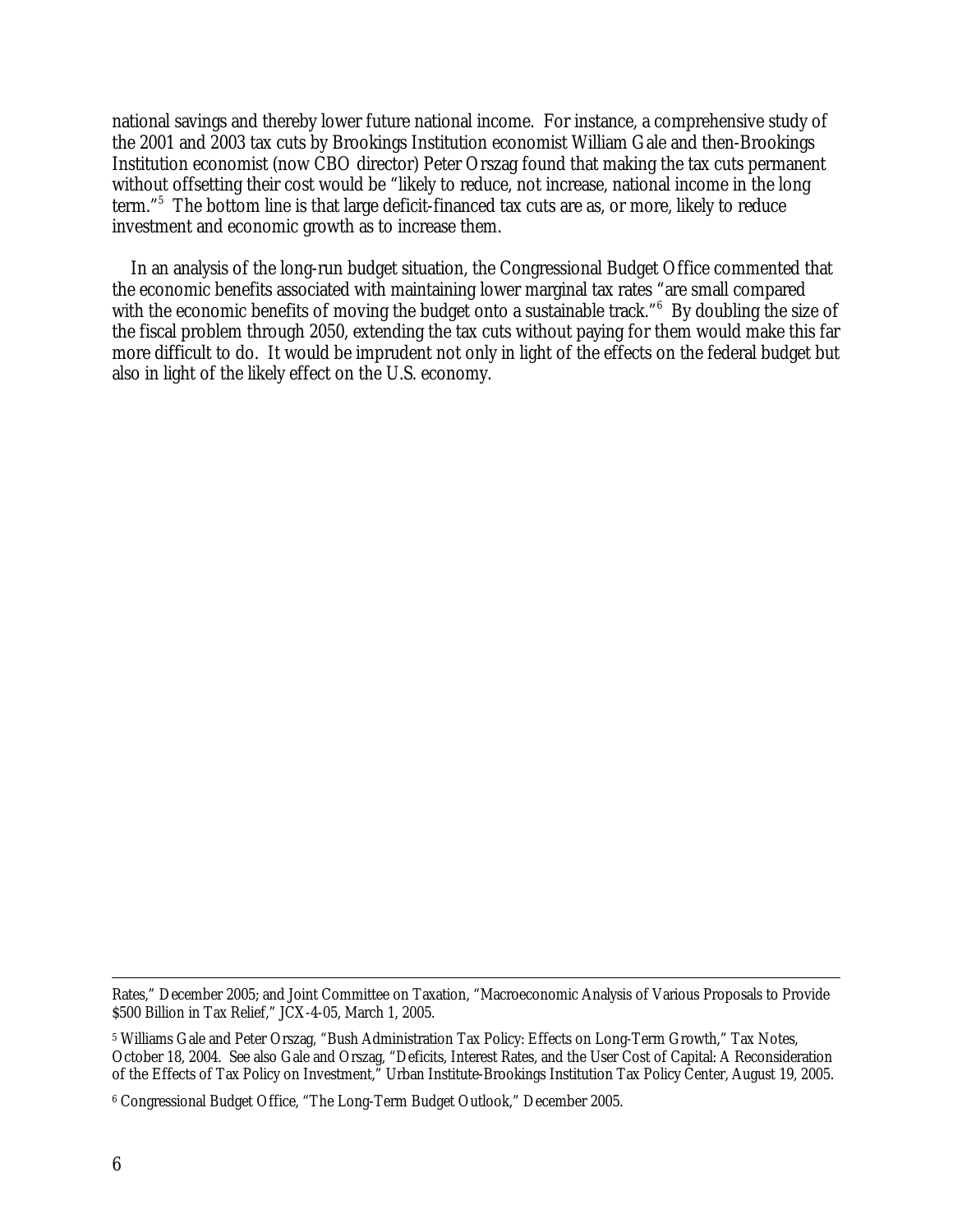national savings and thereby lower future national income. For instance, a comprehensive study of the 2001 and 2003 tax cuts by Brookings Institution economist William Gale and then-Brookings Institution economist (now CBO director) Peter Orszag found that making the tax cuts permanent without offsetting their cost would be "likely to reduce, not increase, national income in the long term."[5] The bottom line is that large deficit-financed tax cuts are as, or more, likely to reduce investment and economic growth as to increase them.

In an analysis of the long-run budget situation, the Congressional Budget Office commented that the economic benefits associated with maintaining lower marginal tax rates "are small compared with the economic benefits of moving the budget onto a sustainable track."[6] By doubling the size of the fiscal problem through 2050, extending the tax cuts without paying for them would make this far more difficult to do. It would be imprudent not only in light of the effects on the federal budget but also in light of the likely effect on the U.S. economy.

---

Rates," December 2005; and Joint Committee on Taxation, "Macroeconomic Analysis of Various Proposals to Provide $500 Billion in Tax Relief," JCX-4-05, March 1, 2005.

[5] Williams Gale and Peter Orszag, "Bush Administration Tax Policy: Effects on Long-Term Growth," Tax Notes, October 18, 2004. See also Gale and Orszag, "Deficits, Interest Rates, and the User Cost of Capital: A Reconsideration of the Effects of Tax Policy on Investment," Urban Institute-Brookings Institution Tax Policy Center, August 19, 2005.

[6] Congressional Budget Office, "The Long-Term Budget Outlook," December 2005.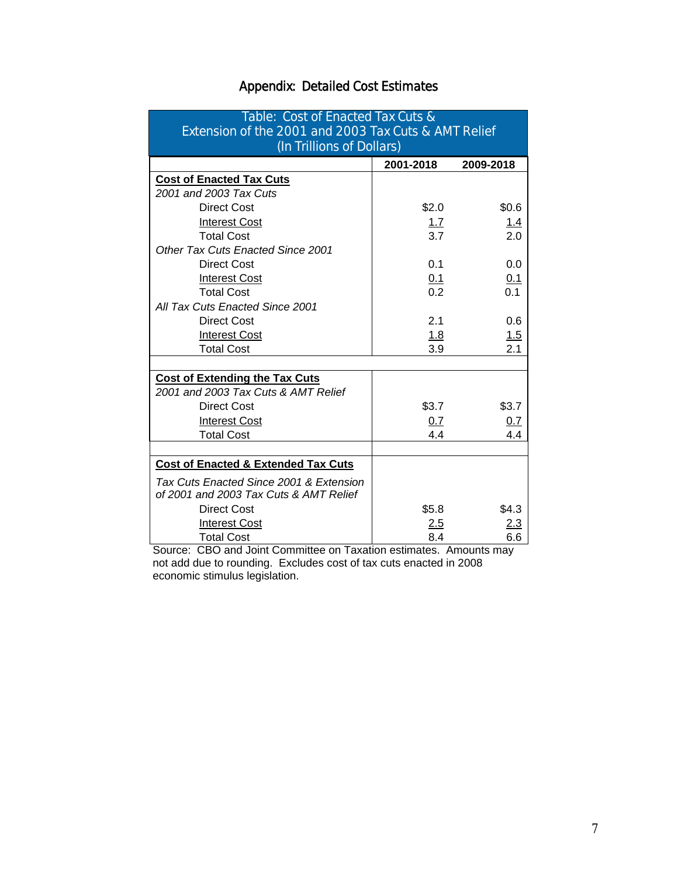## Appendix: Detailed Cost Estimates

| Table: Cost of Enacted Tax Cuts & Extension of the 2001 and 2003 Tax Cuts & AMT Relief (In Trillions of Dollars) | | |
|---|---|---|
| | **2001-2018** | **2009-2018** |
| **Cost of Enacted Tax Cuts** | | |
| *2001 and 2003 Tax Cuts* | | |
| Direct Cost | $2.0 | $0.6 |
| Interest Cost | 1.7 | 1.4 |
| Total Cost | 3.7 | 2.0 |
| *Other Tax Cuts Enacted Since 2001* | | |
| Direct Cost | 0.1 | 0.0 |
| Interest Cost | 0.1 | 0.1 |
| Total Cost | 0.2 | 0.1 |
| *All Tax Cuts Enacted Since 2001* | | |
| Direct Cost | 2.1 | 0.6 |
| Interest Cost | 1.8 | 1.5 |
| Total Cost | 3.9 | 2.1 |
| **Cost of Extending the Tax Cuts** | | |
| *2001 and 2003 Tax Cuts & AMT Relief* | | |
| Direct Cost | $3.7 | $3.7 |
| Interest Cost | 0.7 | 0.7 |
| Total Cost | 4.4 | 4.4 |
| **Cost of Enacted & Extended Tax Cuts** | | |
| *Tax Cuts Enacted Since 2001 & Extension of 2001 and 2003 Tax Cuts & AMT Relief* | | |
| Direct Cost | $5.8 | $4.3 |
| Interest Cost | 2.5 | 2.3 |
| Total Cost | 8.4 | 6.6 |

Source: CBO and Joint Committee on Taxation estimates. Amounts may not add due to rounding. Excludes cost of tax cuts enacted in 2008 economic stimulus legislation.